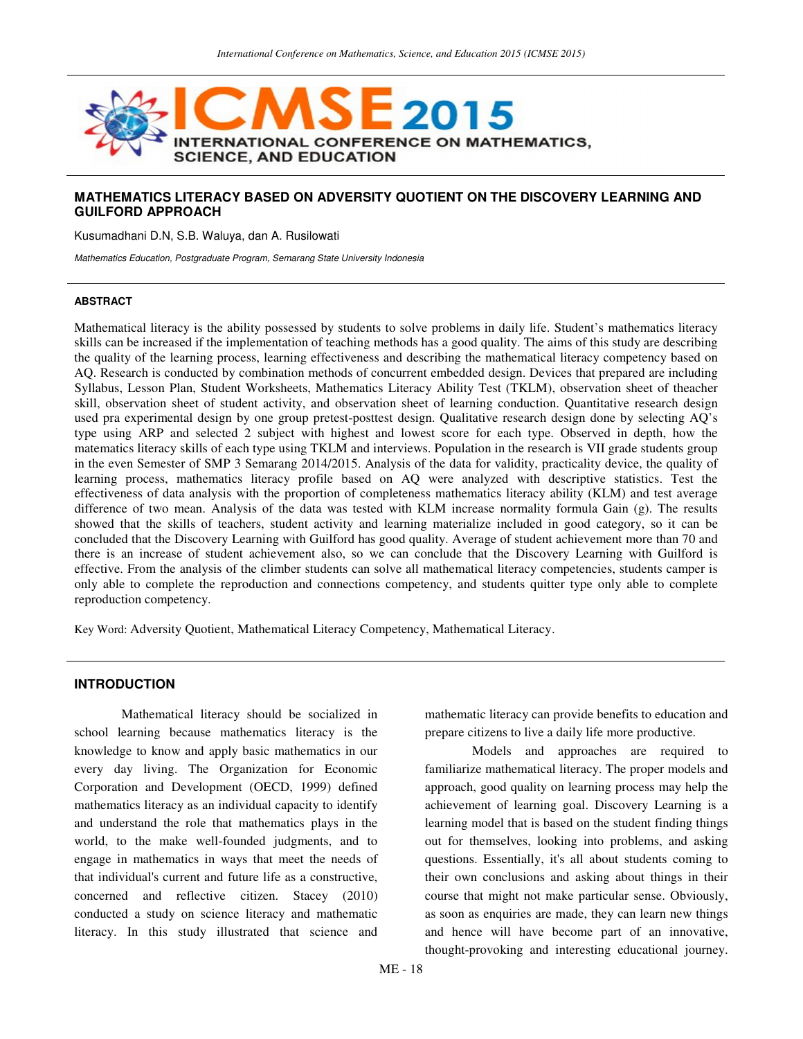# MATHEMATICS LITERACY BASED ON ADVERSITY QUOTIENT ON THE DISCOVERY LEARNING AND GUILFORD APPROACH

Kusumadhani D.N, S.B. Waluya, dan A. Rusilowati

*Mathematics Education, Postgraduate Program, Semarang State University Indonesia*

## ABSTRACT

Mathematical literacy is the ability possessed by students to solve problems in daily life. Student's mathematics literacy skills can be increased if the implementation of teaching methods has a good quality. The aims of this study are describing the quality of the learning process, learning effectiveness and describing the mathematical literacy competency based on AQ. Research is conducted by combination methods of concurrent embedded design. Devices that prepared are including Syllabus, Lesson Plan, Student Worksheets, Mathematics Literacy Ability Test (TKLM), observation sheet of theacher skill, observation sheet of student activity, and observation sheet of learning conduction. Quantitative research design used pra experimental design by one group pretest-posttest design. Qualitative research design done by selecting AQ's type using ARP and selected 2 subject with highest and lowest score for each type. Observed in depth, how the matematics literacy skills of each type using TKLM and interviews. Population in the research is VII grade students group in the even Semester of SMP 3 Semarang 2014/2015. Analysis of the data for validity, practicality device, the quality of learning process, mathematics literacy profile based on AQ were analyzed with descriptive statistics. Test the effectiveness of data analysis with the proportion of completeness mathematics literacy ability (KLM) and test average difference of two mean. Analysis of the data was tested with KLM increase normality formula Gain (g). The results showed that the skills of teachers, student activity and learning materialize included in good category, so it can be concluded that the Discovery Learning with Guilford has good quality. Average of student achievement more than 70 and there is an increase of student achievement also, so we can conclude that the Discovery Learning with Guilford is effective. From the analysis of the climber students can solve all mathematical literacy competencies, students camper is only able to complete the reproduction and connections competency, and students quitter type only able to complete reproduction competency.

Key Word: Adversity Quotient, Mathematical Literacy Competency, Mathematical Literacy.

## INTRODUCTION

Mathematical literacy should be socialized in school learning because mathematics literacy is the knowledge to know and apply basic mathematics in our every day living. The Organization for Economic Corporation and Development (OECD, 1999) defined mathematics literacy as an individual capacity to identify and understand the role that mathematics plays in the world, to the make well-founded judgments, and to engage in mathematics in ways that meet the needs of that individual's current and future life as a constructive, concerned and reflective citizen. Stacey (2010) conducted a study on science literacy and mathematic literacy. In this study illustrated that science and mathematic literacy can provide benefits to education and prepare citizens to live a daily life more productive.

Models and approaches are required to familiarize mathematical literacy. The proper models and approach, good quality on learning process may help the achievement of learning goal. Discovery Learning is a learning model that is based on the student finding things out for themselves, looking into problems, and asking questions. Essentially, it's all about students coming to their own conclusions and asking about things in their course that might not make particular sense. Obviously, as soon as enquiries are made, they can learn new things and hence will have become part of an innovative, thought-provoking and interesting educational journey.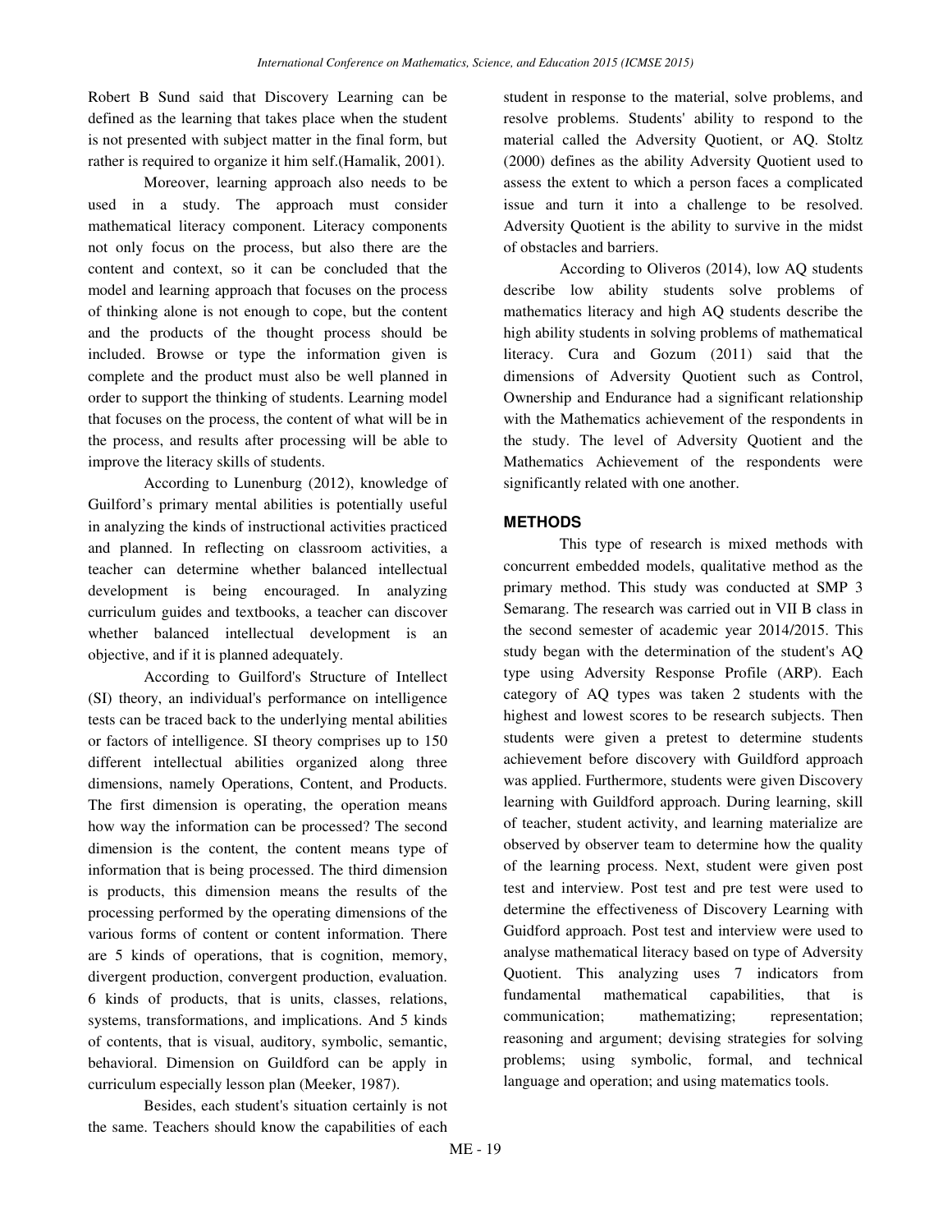Robert B Sund said that Discovery Learning can be defined as the learning that takes place when the student is not presented with subject matter in the final form, but rather is required to organize it him self.(Hamalik, 2001).

Moreover, learning approach also needs to be used in a study. The approach must consider mathematical literacy component. Literacy components not only focus on the process, but also there are the content and context, so it can be concluded that the model and learning approach that focuses on the process of thinking alone is not enough to cope, but the content and the products of the thought process should be included. Browse or type the information given is complete and the product must also be well planned in order to support the thinking of students. Learning model that focuses on the process, the content of what will be in the process, and results after processing will be able to improve the literacy skills of students.

According to Lunenburg (2012), knowledge of Guilford's primary mental abilities is potentially useful in analyzing the kinds of instructional activities practiced and planned. In reflecting on classroom activities, a teacher can determine whether balanced intellectual development is being encouraged. In analyzing curriculum guides and textbooks, a teacher can discover whether balanced intellectual development is an objective, and if it is planned adequately.

According to Guilford's Structure of Intellect (SI) theory, an individual's performance on intelligence tests can be traced back to the underlying mental abilities or factors of intelligence. SI theory comprises up to 150 different intellectual abilities organized along three dimensions, namely Operations, Content, and Products. The first dimension is operating, the operation means how way the information can be processed? The second dimension is the content, the content means type of information that is being processed. The third dimension is products, this dimension means the results of the processing performed by the operating dimensions of the various forms of content or content information. There are 5 kinds of operations, that is cognition, memory, divergent production, convergent production, evaluation. 6 kinds of products, that is units, classes, relations, systems, transformations, and implications. And 5 kinds of contents, that is visual, auditory, symbolic, semantic, behavioral. Dimension on Guildford can be apply in curriculum especially lesson plan (Meeker, 1987).

Besides, each student's situation certainly is not the same. Teachers should know the capabilities of each student in response to the material, solve problems, and resolve problems. Students' ability to respond to the material called the Adversity Quotient, or AQ. Stoltz (2000) defines as the ability Adversity Quotient used to assess the extent to which a person faces a complicated issue and turn it into a challenge to be resolved. Adversity Quotient is the ability to survive in the midst of obstacles and barriers.

According to Oliveros (2014), low AQ students describe low ability students solve problems of mathematics literacy and high AQ students describe the high ability students in solving problems of mathematical literacy. Cura and Gozum (2011) said that the dimensions of Adversity Quotient such as Control, Ownership and Endurance had a significant relationship with the Mathematics achievement of the respondents in the study. The level of Adversity Quotient and the Mathematics Achievement of the respondents were significantly related with one another.

## METHODS

This type of research is mixed methods with concurrent embedded models, qualitative method as the primary method. This study was conducted at SMP 3 Semarang. The research was carried out in VII B class in the second semester of academic year 2014/2015. This study began with the determination of the student's AQ type using Adversity Response Profile (ARP). Each category of AQ types was taken 2 students with the highest and lowest scores to be research subjects. Then students were given a pretest to determine students achievement before discovery with Guildford approach was applied. Furthermore, students were given Discovery learning with Guildford approach. During learning, skill of teacher, student activity, and learning materialize are observed by observer team to determine how the quality of the learning process. Next, student were given post test and interview. Post test and pre test were used to determine the effectiveness of Discovery Learning with Guidford approach. Post test and interview were used to analyse mathematical literacy based on type of Adversity Quotient. This analyzing uses 7 indicators from fundamental mathematical capabilities, that is communication; mathematizing; representation; reasoning and argument; devising strategies for solving problems; using symbolic, formal, and technical language and operation; and using matematics tools.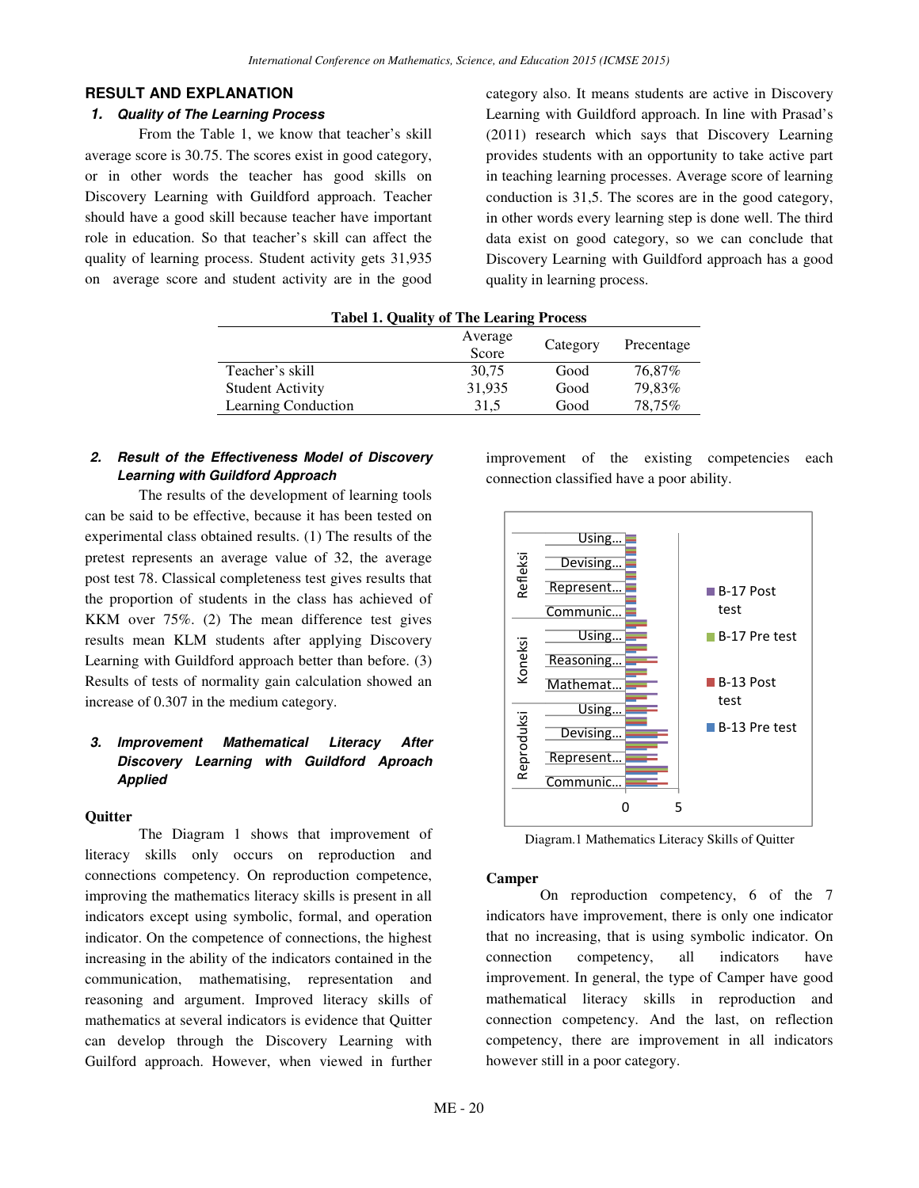## RESULT AND EXPLANATION

### *1. Quality of The Learning Process*

From the Table 1, we know that teacher's skill average score is 30.75. The scores exist in good category, or in other words the teacher has good skills on Discovery Learning with Guildford approach. Teacher should have a good skill because teacher have important role in education. So that teacher's skill can affect the quality of learning process. Student activity gets 31,935 on average score and student activity are in the good category also. It means students are active in Discovery Learning with Guildford approach. In line with Prasad's (2011) research which says that Discovery Learning provides students with an opportunity to take active part in teaching learning processes. Average score of learning conduction is 31,5. The scores are in the good category, in other words every learning step is done well. The third data exist on good category, so we can conclude that Discovery Learning with Guildford approach has a good quality in learning process.

**Tabel 1. Quality of The Learing Process**

| | Average Score | Category | Precentage |
|---|---|---|---|
| Teacher's skill | 30,75 | Good | 76,87% |
| Student Activity | 31,935 | Good | 79,83% |
| Learning Conduction | 31,5 | Good | 78,75% |

### *2. Result of the Effectiveness Model of Discovery Learning with Guildford Approach*

The results of the development of learning tools can be said to be effective, because it has been tested on experimental class obtained results. (1) The results of the pretest represents an average value of 32, the average post test 78. Classical completeness test gives results that the proportion of students in the class has achieved of KKM over 75%. (2) The mean difference test gives results mean KLM students after applying Discovery Learning with Guildford approach better than before. (3) Results of tests of normality gain calculation showed an increase of 0.307 in the medium category.

### *3. Improvement Mathematical Literacy After Discovery Learning with Guildford Aproach Applied*

**Quitter**

The Diagram 1 shows that improvement of literacy skills only occurs on reproduction and connections competency. On reproduction competence, improving the mathematics literacy skills is present in all indicators except using symbolic, formal, and operation indicator. On the competence of connections, the highest increasing in the ability of the indicators contained in the communication, mathematising, representation and reasoning and argument. Improved literacy skills of mathematics at several indicators is evidence that Quitter can develop through the Discovery Learning with Guilford approach. However, when viewed in further improvement of the existing competencies each connection classified have a poor ability.

Diagram.1 Mathematics Literacy Skills of Quitter

**Camper**

On reproduction competency, 6 of the 7 indicators have improvement, there is only one indicator that no increasing, that is using symbolic indicator. On connection competency, all indicators have improvement. In general, the type of Camper have good mathematical literacy skills in reproduction and connection competency. And the last, on reflection competency, there are improvement in all indicators however still in a poor category.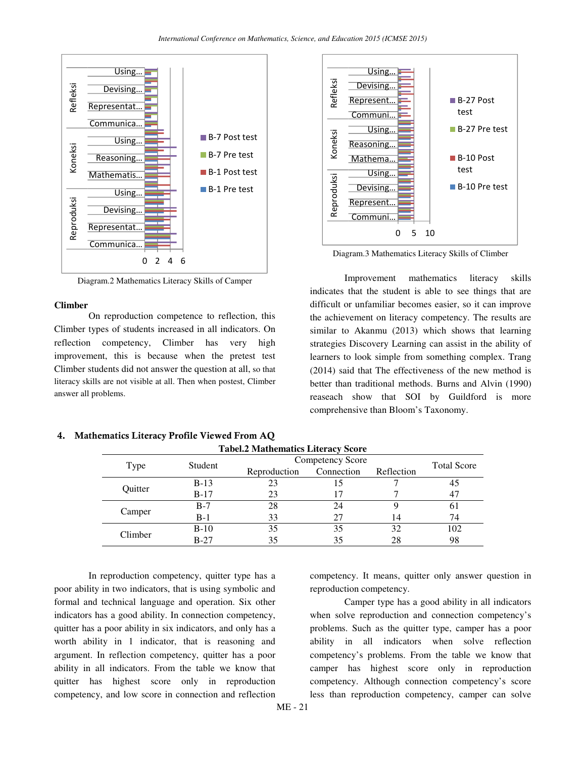Diagram.2 Mathematics Literacy Skills of Camper

Diagram.3 Mathematics Literacy Skills of Climber

**Climber**

On reproduction competence to reflection, this Climber types of students increased in all indicators. On reflection competency, Climber has very high improvement, this is because when the pretest test Climber students did not answer the question at all, so that literacy skills are not visible at all. Then when postest, Climber answer all problems.

Improvement mathematics literacy skills indicates that the student is able to see things that are difficult or unfamiliar becomes easier, so it can improve the achievement on literacy competency. The results are similar to Akanmu (2013) which shows that learning strategies Discovery Learning can assist in the ability of learners to look simple from something complex. Trang (2014) said that The effectiveness of the new method is better than traditional methods. Burns and Alvin (1990) reaseach show that SOI by Guildford is more comprehensive than Bloom's Taxonomy.

## 4. Mathematics Literacy Profile Viewed From AQ

**Tabel.2 Mathematics Literacy Score**

| Type | Student | Competency Score | | | Total Score |
|---|---|---|---|---|---|
| | | Reproduction | Connection | Reflection | |
| Quitter | B-13 | 23 | 15 | 7 | 45 |
| | B-17 | 23 | 17 | 7 | 47 |
| Camper | B-7 | 28 | 24 | 9 | 61 |
| | B-1 | 33 | 27 | 14 | 74 |
| Climber | B-10 | 35 | 35 | 32 | 102 |
| | B-27 | 35 | 35 | 28 | 98 |

In reproduction competency, quitter type has a poor ability in two indicators, that is using symbolic and formal and technical language and operation. Six other indicators has a good ability. In connection competency, quitter has a poor ability in six indicators, and only has a worth ability in 1 indicator, that is reasoning and argument. In reflection competency, quitter has a poor ability in all indicators. From the table we know that quitter has highest score only in reproduction competency, and low score in connection and reflection competency. It means, quitter only answer question in reproduction competency.

Camper type has a good ability in all indicators when solve reproduction and connection competency's problems. Such as the quitter type, camper has a poor ability in all indicators when solve reflection competency's problems. From the table we know that camper has highest score only in reproduction competency. Although connection competency's score less than reproduction competency, camper can solve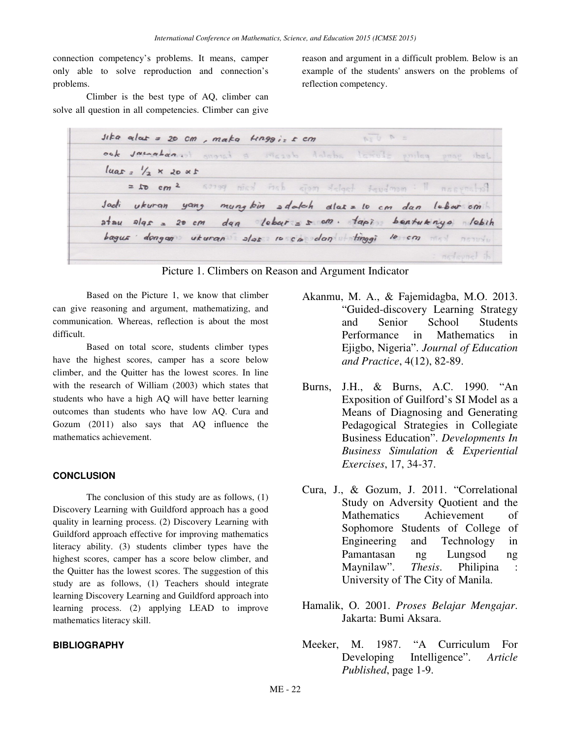connection competency's problems. It means, camper only able to solve reproduction and connection's problems.

Climber is the best type of AQ, climber can solve all question in all competencies. Climber can give reason and argument in a difficult problem. Below is an example of the students' answers on the problems of reflection competency.

Picture 1. Climbers on Reason and Argument Indicator

Based on the Picture 1, we know that climber can give reasoning and argument, mathematizing, and communication. Whereas, reflection is about the most difficult.

Based on total score, students climber types have the highest scores, camper has a score below climber, and the Quitter has the lowest scores. In line with the research of William (2003) which states that students who have a high AQ will have better learning outcomes than students who have low AQ. Cura and Gozum (2011) also says that AQ influence the mathematics achievement.

## CONCLUSION

The conclusion of this study are as follows, (1) Discovery Learning with Guildford approach has a good quality in learning process. (2) Discovery Learning with Guildford approach effective for improving mathematics literacy ability. (3) students climber types have the highest scores, camper has a score below climber, and the Quitter has the lowest scores. The suggestion of this study are as follows, (1) Teachers should integrate learning Discovery Learning and Guildford approach into learning process. (2) applying LEAD to improve mathematics literacy skill.

## BIBLIOGRAPHY

Akanmu, M. A., & Fajemidagba, M.O. 2013. "Guided-discovery Learning Strategy and Senior School Students Performance in Mathematics in Ejigbo, Nigeria". *Journal of Education and Practice*, 4(12), 82-89.

Burns, J.H., & Burns, A.C. 1990. "An Exposition of Guilford's SI Model as a Means of Diagnosing and Generating Pedagogical Strategies in Collegiate Business Education". *Developments In Business Simulation & Experiential Exercises*, 17, 34-37.

Cura, J., & Gozum, J. 2011. "Correlational Study on Adversity Quotient and the Mathematics Achievement of Sophomore Students of College of Engineering and Technology in Pamantasan ng Lungsod ng Maynilaw". *Thesis*. Philipina : University of The City of Manila.

Hamalik, O. 2001. *Proses Belajar Mengajar*. Jakarta: Bumi Aksara.

Meeker, M. 1987. "A Curriculum For Developing Intelligence". *Article Published*, page 1-9.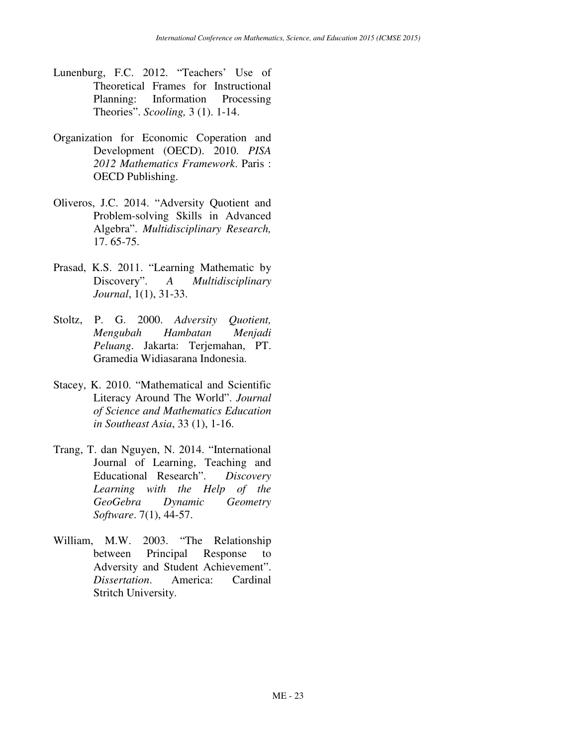Lunenburg, F.C. 2012. “Teachers’ Use of Theoretical Frames for Instructional Planning: Information Processing Theories”. *Scooling,* 3 (1). 1-14.

Organization for Economic Coperation and Development (OECD). 2010. *PISA 2012 Mathematics Framework*. Paris : OECD Publishing.

Oliveros, J.C. 2014. “Adversity Quotient and Problem-solving Skills in Advanced Algebra”. *Multidisciplinary Research,* 17. 65-75.

Prasad, K.S. 2011. “Learning Mathematic by Discovery”. *A Multidisciplinary Journal*, 1(1), 31-33.

Stoltz, P. G. 2000. *Adversity Quotient, Mengubah Hambatan Menjadi Peluang*. Jakarta: Terjemahan, PT. Gramedia Widiasarana Indonesia.

Stacey, K. 2010. “Mathematical and Scientific Literacy Around The World”. *Journal of Science and Mathematics Education in Southeast Asia*, 33 (1), 1-16.

Trang, T. dan Nguyen, N. 2014. “International Journal of Learning, Teaching and Educational Research”. *Discovery Learning with the Help of the GeoGebra Dynamic Geometry Software*. 7(1), 44-57.

William, M.W. 2003. “The Relationship between Principal Response to Adversity and Student Achievement”. *Dissertation*. America: Cardinal Stritch University.